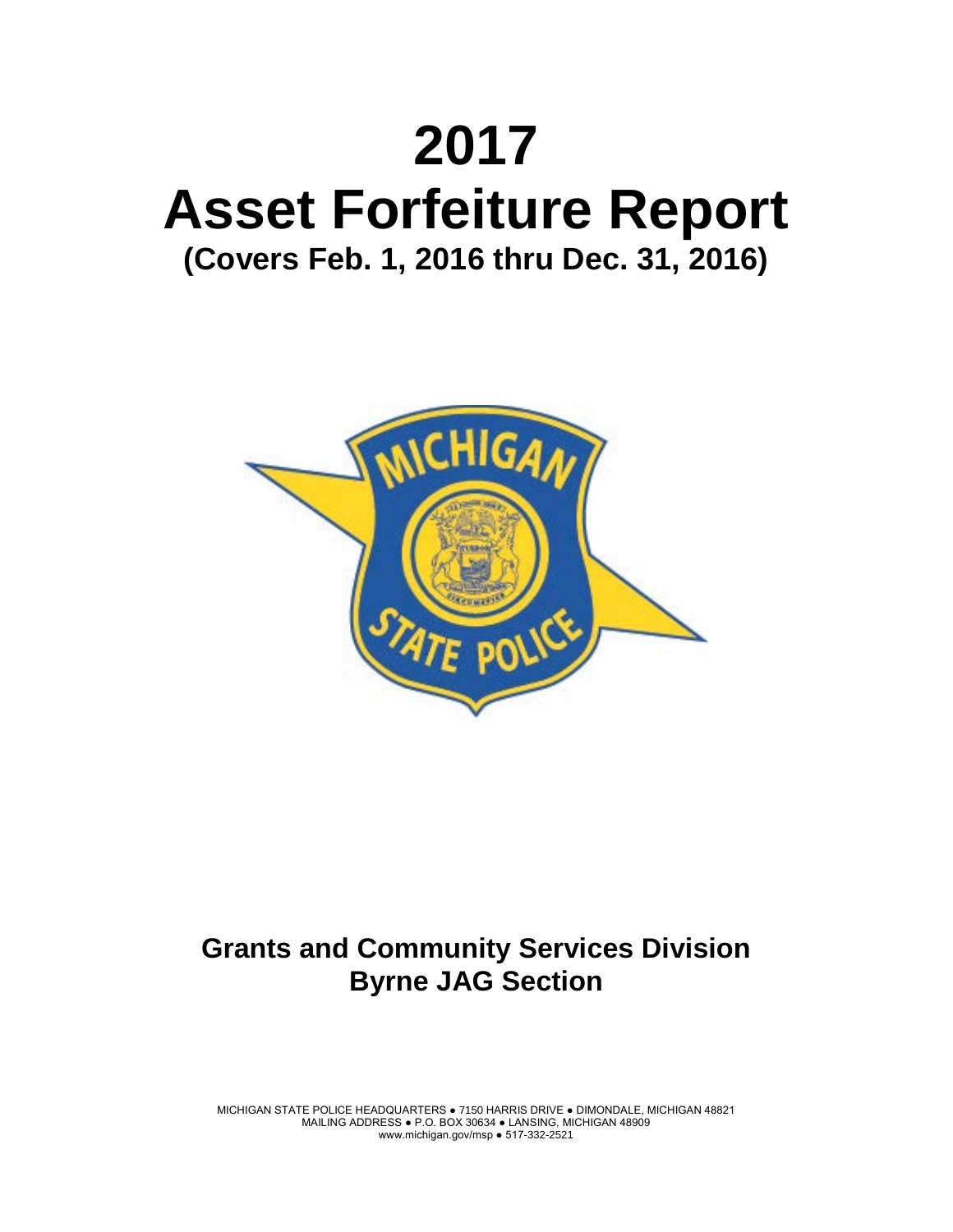# 2017
# Asset Forfeiture Report
## (Covers Feb. 1, 2016 thru Dec. 31, 2016)

## Grants and Community Services Division
## Byrne JAG Section

MICHIGAN STATE POLICE HEADQUARTERS ● 7150 HARRIS DRIVE ● DIMONDALE, MICHIGAN 48821
MAILING ADDRESS ● P.O. BOX 30634 ● LANSING, MICHIGAN 48909
www.michigan.gov/msp ● 517-332-2521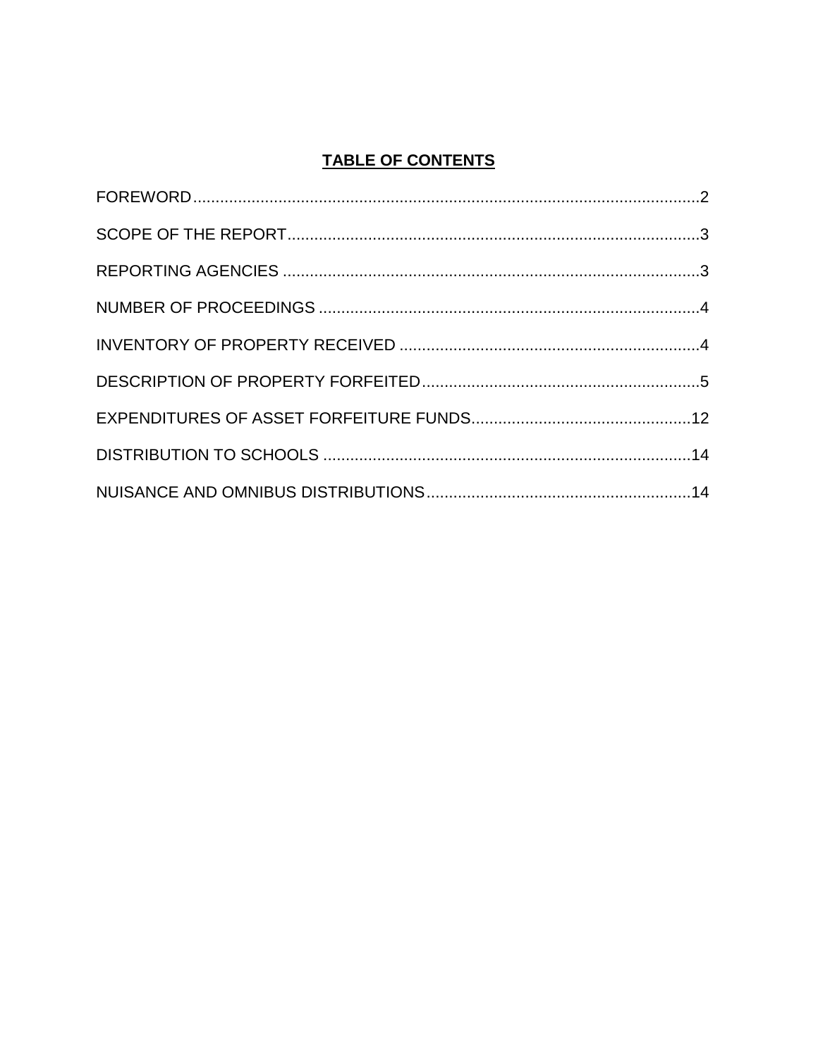# TABLE OF CONTENTS

FOREWORD....................................................................................................2

SCOPE OF THE REPORT..............................................................................3

REPORTING AGENCIES ...............................................................................3

NUMBER OF PROCEEDINGS .......................................................................4

INVENTORY OF PROPERTY RECEIVED .....................................................4

DESCRIPTION OF PROPERTY FORFEITED................................................5

EXPENDITURES OF ASSET FORFEITURE FUNDS...................................12

DISTRIBUTION TO SCHOOLS ....................................................................14

NUISANCE AND OMNIBUS DISTRIBUTIONS.............................................14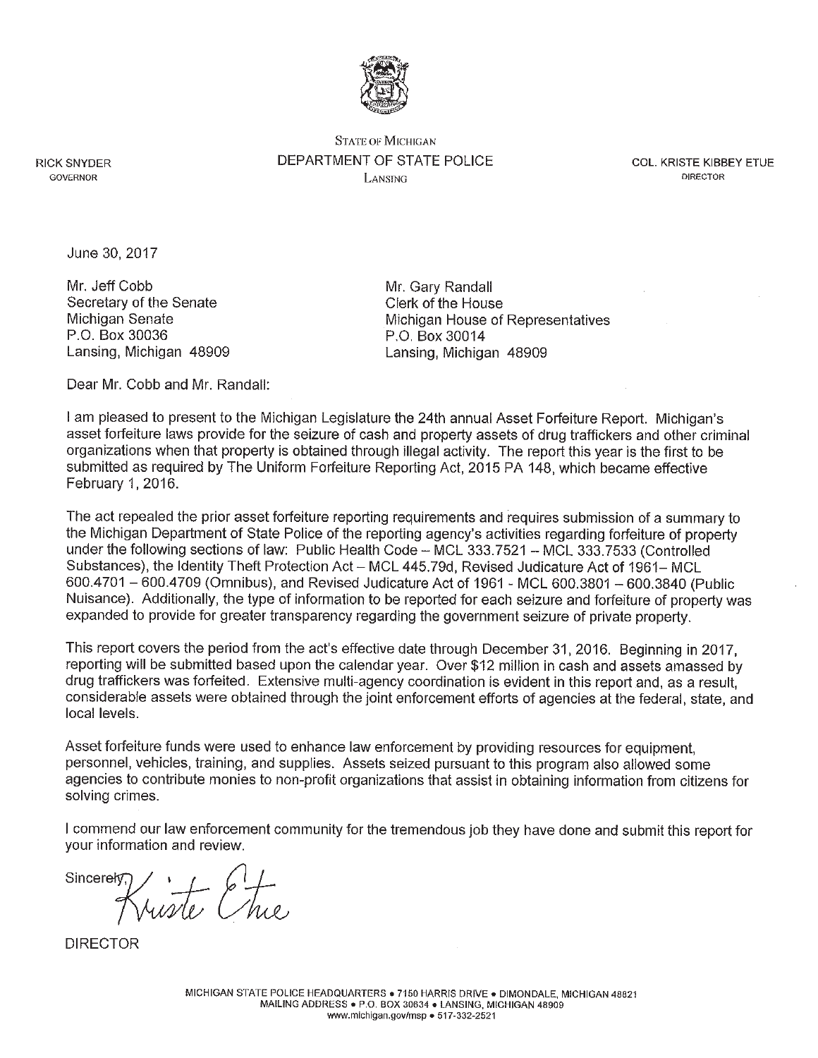STATE OF MICHIGAN
DEPARTMENT OF STATE POLICE
LANSING

RICK SNYDER
GOVERNOR

COL. KRISTE KIBBEY ETUE
DIRECTOR

June 30, 2017

Mr. Jeff Cobb
Secretary of the Senate
Michigan Senate
P.O. Box 30036
Lansing, Michigan 48909

Mr. Gary Randall
Clerk of the House
Michigan House of Representatives
P.O. Box 30014
Lansing, Michigan 48909

Dear Mr. Cobb and Mr. Randall:

I am pleased to present to the Michigan Legislature the 24th annual Asset Forfeiture Report. Michigan's asset forfeiture laws provide for the seizure of cash and property assets of drug traffickers and other criminal organizations when that property is obtained through illegal activity. The report this year is the first to be submitted as required by The Uniform Forfeiture Reporting Act, 2015 PA 148, which became effective February 1, 2016.

The act repealed the prior asset forfeiture reporting requirements and requires submission of a summary to the Michigan Department of State Police of the reporting agency's activities regarding forfeiture of property under the following sections of law: Public Health Code – MCL 333.7521 – MCL 333.7533 (Controlled Substances), the Identity Theft Protection Act – MCL 445.79d, Revised Judicature Act of 1961– MCL 600.4701 – 600.4709 (Omnibus), and Revised Judicature Act of 1961 - MCL 600.3801 – 600.3840 (Public Nuisance). Additionally, the type of information to be reported for each seizure and forfeiture of property was expanded to provide for greater transparency regarding the government seizure of private property.

This report covers the period from the act's effective date through December 31, 2016. Beginning in 2017, reporting will be submitted based upon the calendar year. Over $12 million in cash and assets amassed by drug traffickers was forfeited. Extensive multi-agency coordination is evident in this report and, as a result, considerable assets were obtained through the joint enforcement efforts of agencies at the federal, state, and local levels.

Asset forfeiture funds were used to enhance law enforcement by providing resources for equipment, personnel, vehicles, training, and supplies. Assets seized pursuant to this program also allowed some agencies to contribute monies to non-profit organizations that assist in obtaining information from citizens for solving crimes.

I commend our law enforcement community for the tremendous job they have done and submit this report for your information and review.

Sincerely,

Kriste Etue

DIRECTOR

MICHIGAN STATE POLICE HEADQUARTERS • 7150 HARRIS DRIVE • DIMONDALE, MICHIGAN 48821
MAILING ADDRESS • P.O. BOX 30634 • LANSING, MICHIGAN 48909
www.michigan.gov/msp • 517-332-2521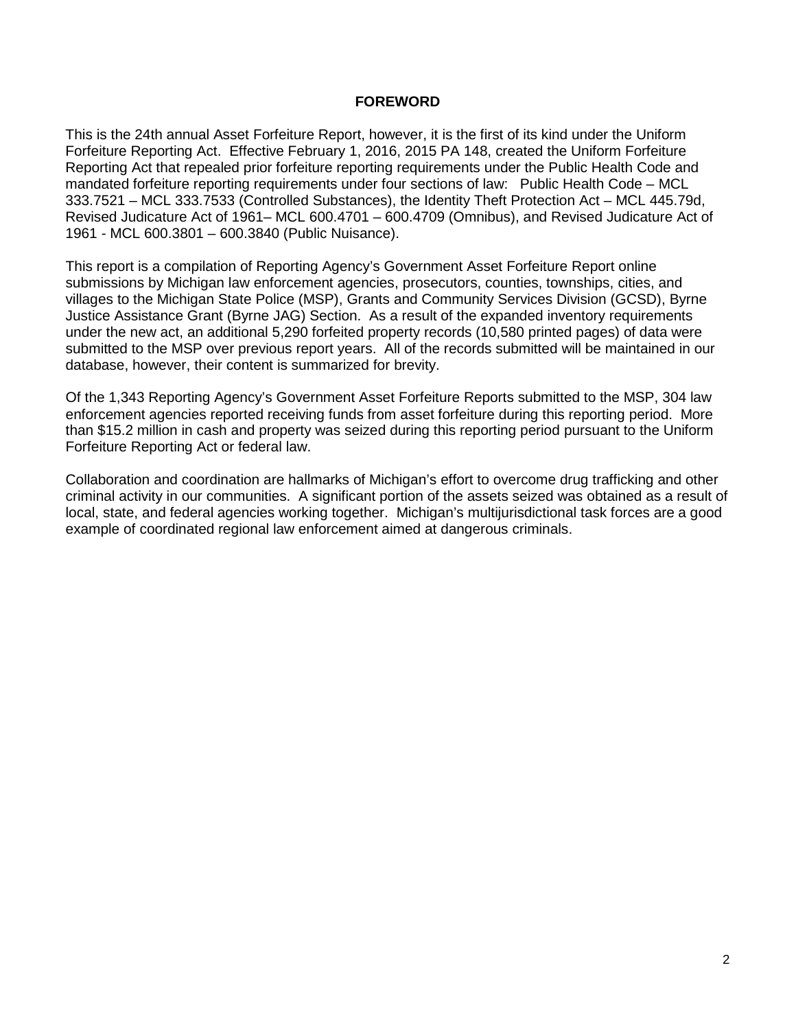## FOREWORD

This is the 24th annual Asset Forfeiture Report, however, it is the first of its kind under the Uniform Forfeiture Reporting Act. Effective February 1, 2016, 2015 PA 148, created the Uniform Forfeiture Reporting Act that repealed prior forfeiture reporting requirements under the Public Health Code and mandated forfeiture reporting requirements under four sections of law: Public Health Code – MCL 333.7521 – MCL 333.7533 (Controlled Substances), the Identity Theft Protection Act – MCL 445.79d, Revised Judicature Act of 1961– MCL 600.4701 – 600.4709 (Omnibus), and Revised Judicature Act of 1961 - MCL 600.3801 – 600.3840 (Public Nuisance).

This report is a compilation of Reporting Agency's Government Asset Forfeiture Report online submissions by Michigan law enforcement agencies, prosecutors, counties, townships, cities, and villages to the Michigan State Police (MSP), Grants and Community Services Division (GCSD), Byrne Justice Assistance Grant (Byrne JAG) Section. As a result of the expanded inventory requirements under the new act, an additional 5,290 forfeited property records (10,580 printed pages) of data were submitted to the MSP over previous report years. All of the records submitted will be maintained in our database, however, their content is summarized for brevity.

Of the 1,343 Reporting Agency's Government Asset Forfeiture Reports submitted to the MSP, 304 law enforcement agencies reported receiving funds from asset forfeiture during this reporting period. More than $15.2 million in cash and property was seized during this reporting period pursuant to the Uniform Forfeiture Reporting Act or federal law.

Collaboration and coordination are hallmarks of Michigan's effort to overcome drug trafficking and other criminal activity in our communities. A significant portion of the assets seized was obtained as a result of local, state, and federal agencies working together. Michigan's multijurisdictional task forces are a good example of coordinated regional law enforcement aimed at dangerous criminals.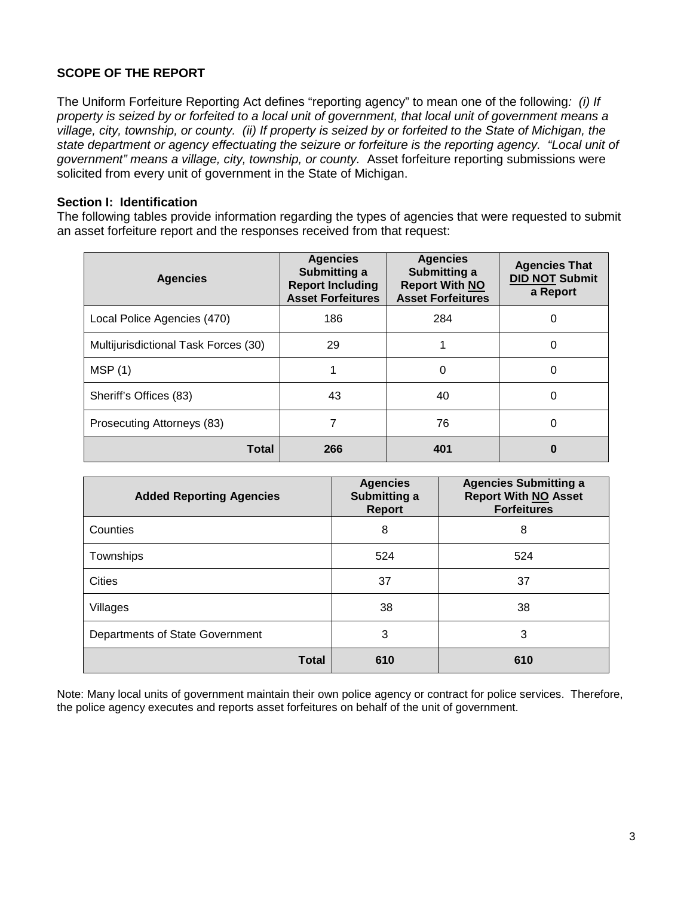## SCOPE OF THE REPORT

The Uniform Forfeiture Reporting Act defines "reporting agency" to mean one of the following*: (i) If property is seized by or forfeited to a local unit of government, that local unit of government means a village, city, township, or county. (ii) If property is seized by or forfeited to the State of Michigan, the state department or agency effectuating the seizure or forfeiture is the reporting agency. "Local unit of government" means a village, city, township, or county.* Asset forfeiture reporting submissions were solicited from every unit of government in the State of Michigan.

### Section I: Identification

The following tables provide information regarding the types of agencies that were requested to submit an asset forfeiture report and the responses received from that request:

| Agencies | Agencies Submitting a Report Including Asset Forfeitures | Agencies Submitting a Report With NO Asset Forfeitures | Agencies That DID NOT Submit a Report |
|---|---|---|---|
| Local Police Agencies (470) | 186 | 284 | 0 |
| Multijurisdictional Task Forces (30) | 29 | 1 | 0 |
| MSP (1) | 1 | 0 | 0 |
| Sheriff's Offices (83) | 43 | 40 | 0 |
| Prosecuting Attorneys (83) | 7 | 76 | 0 |
| **Total** | **266** | **401** | **0** |

| Added Reporting Agencies | Agencies Submitting a Report | Agencies Submitting a Report With NO Asset Forfeitures |
|---|---|---|
| Counties | 8 | 8 |
| Townships | 524 | 524 |
| Cities | 37 | 37 |
| Villages | 38 | 38 |
| Departments of State Government | 3 | 3 |
| **Total** | **610** | **610** |

Note: Many local units of government maintain their own police agency or contract for police services. Therefore, the police agency executes and reports asset forfeitures on behalf of the unit of government.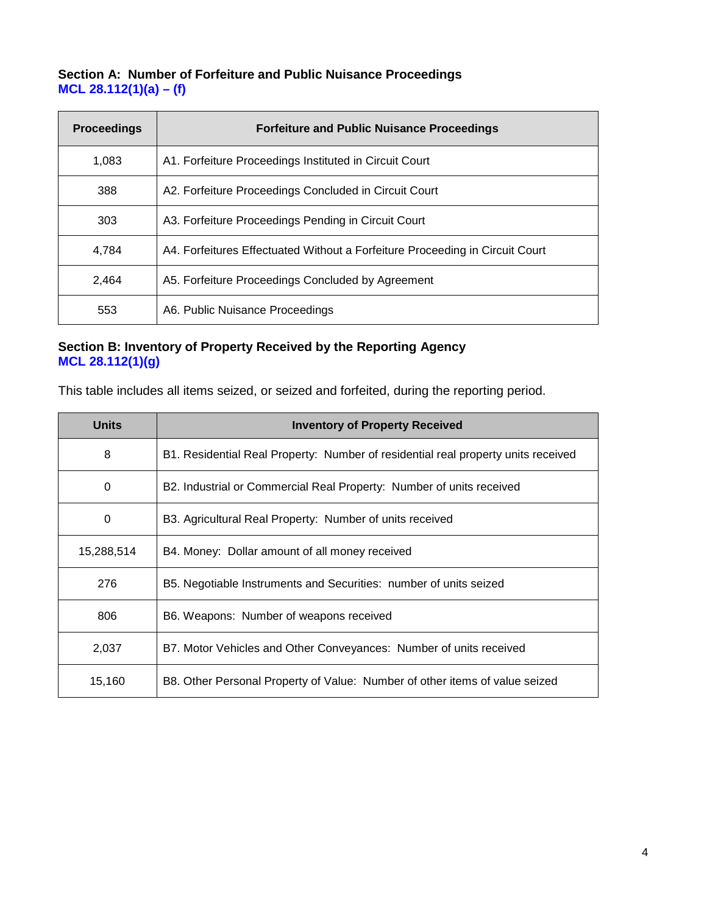### Section A: Number of Forfeiture and Public Nuisance Proceedings
**MCL 28.112(1)(a) – (f)**

| Proceedings | Forfeiture and Public Nuisance Proceedings |
|---|---|
| 1,083 | A1. Forfeiture Proceedings Instituted in Circuit Court |
| 388 | A2. Forfeiture Proceedings Concluded in Circuit Court |
| 303 | A3. Forfeiture Proceedings Pending in Circuit Court |
| 4,784 | A4. Forfeitures Effectuated Without a Forfeiture Proceeding in Circuit Court |
| 2,464 | A5. Forfeiture Proceedings Concluded by Agreement |
| 553 | A6. Public Nuisance Proceedings |

### Section B: Inventory of Property Received by the Reporting Agency
**MCL 28.112(1)(g)**

This table includes all items seized, or seized and forfeited, during the reporting period.

| Units | Inventory of Property Received |
|---|---|
| 8 | B1. Residential Real Property: Number of residential real property units received |
| 0 | B2. Industrial or Commercial Real Property: Number of units received |
| 0 | B3. Agricultural Real Property: Number of units received |
| 15,288,514 | B4. Money: Dollar amount of all money received |
| 276 | B5. Negotiable Instruments and Securities: number of units seized |
| 806 | B6. Weapons: Number of weapons received |
| 2,037 | B7. Motor Vehicles and Other Conveyances: Number of units received |
| 15,160 | B8. Other Personal Property of Value: Number of other items of value seized |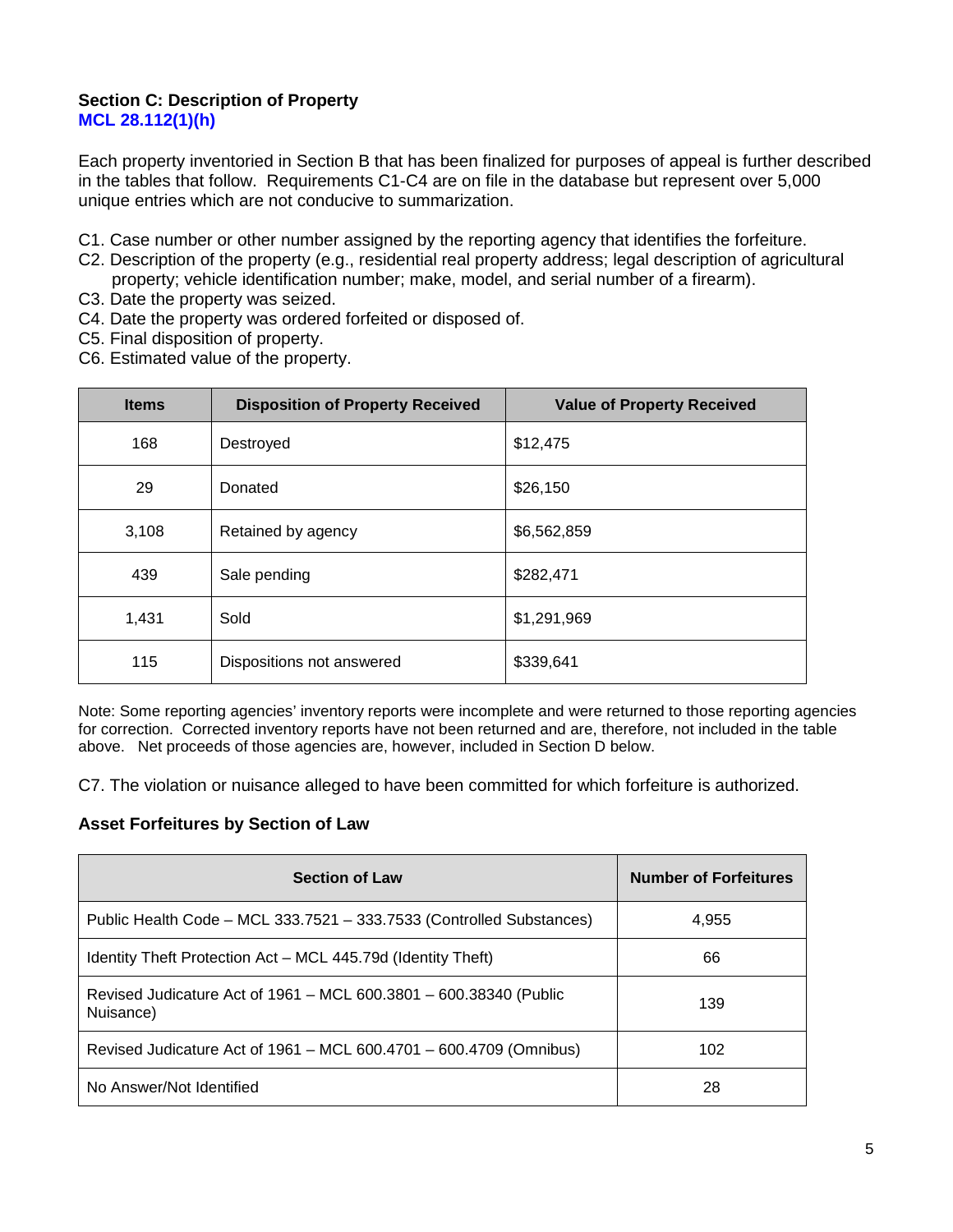## Section C: Description of Property

MCL 28.112(1)(h)

Each property inventoried in Section B that has been finalized for purposes of appeal is further described in the tables that follow. Requirements C1-C4 are on file in the database but represent over 5,000 unique entries which are not conducive to summarization.

C1. Case number or other number assigned by the reporting agency that identifies the forfeiture.
C2. Description of the property (e.g., residential real property address; legal description of agricultural property; vehicle identification number; make, model, and serial number of a firearm).
C3. Date the property was seized.
C4. Date the property was ordered forfeited or disposed of.
C5. Final disposition of property.
C6. Estimated value of the property.

| Items | Disposition of Property Received | Value of Property Received |
|---|---|---|
| 168 | Destroyed | $12,475 |
| 29 | Donated | $26,150 |
| 3,108 | Retained by agency | $6,562,859 |
| 439 | Sale pending | $282,471 |
| 1,431 | Sold | $1,291,969 |
| 115 | Dispositions not answered | $339,641 |

Note: Some reporting agencies' inventory reports were incomplete and were returned to those reporting agencies for correction. Corrected inventory reports have not been returned and are, therefore, not included in the table above. Net proceeds of those agencies are, however, included in Section D below.

C7. The violation or nuisance alleged to have been committed for which forfeiture is authorized.

### Asset Forfeitures by Section of Law

| Section of Law | Number of Forfeitures |
|---|---|
| Public Health Code – MCL 333.7521 – 333.7533 (Controlled Substances) | 4,955 |
| Identity Theft Protection Act – MCL 445.79d (Identity Theft) | 66 |
| Revised Judicature Act of 1961 – MCL 600.3801 – 600.38340 (Public Nuisance) | 139 |
| Revised Judicature Act of 1961 – MCL 600.4701 – 600.4709 (Omnibus) | 102 |
| No Answer/Not Identified | 28 |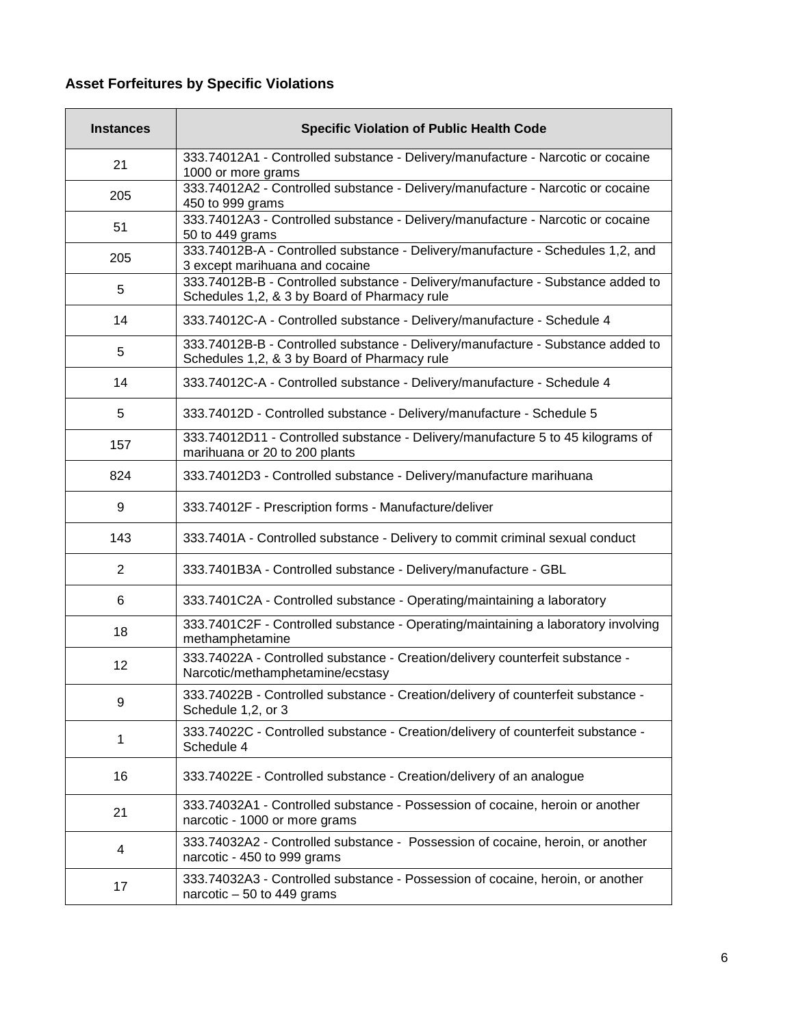**Asset Forfeitures by Specific Violations**

| Instances | Specific Violation of Public Health Code |
|---|---|
| 21 | 333.74012A1 - Controlled substance - Delivery/manufacture - Narcotic or cocaine 1000 or more grams |
| 205 | 333.74012A2 - Controlled substance - Delivery/manufacture - Narcotic or cocaine 450 to 999 grams |
| 51 | 333.74012A3 - Controlled substance - Delivery/manufacture - Narcotic or cocaine 50 to 449 grams |
| 205 | 333.74012B-A - Controlled substance - Delivery/manufacture - Schedules 1,2, and 3 except marihuana and cocaine |
| 5 | 333.74012B-B - Controlled substance - Delivery/manufacture - Substance added to Schedules 1,2, & 3 by Board of Pharmacy rule |
| 14 | 333.74012C-A - Controlled substance - Delivery/manufacture - Schedule 4 |
| 5 | 333.74012B-B - Controlled substance - Delivery/manufacture - Substance added to Schedules 1,2, & 3 by Board of Pharmacy rule |
| 14 | 333.74012C-A - Controlled substance - Delivery/manufacture - Schedule 4 |
| 5 | 333.74012D - Controlled substance - Delivery/manufacture - Schedule 5 |
| 157 | 333.74012D11 - Controlled substance - Delivery/manufacture 5 to 45 kilograms of marihuana or 20 to 200 plants |
| 824 | 333.74012D3 - Controlled substance - Delivery/manufacture marihuana |
| 9 | 333.74012F - Prescription forms - Manufacture/deliver |
| 143 | 333.7401A - Controlled substance - Delivery to commit criminal sexual conduct |
| 2 | 333.7401B3A - Controlled substance - Delivery/manufacture - GBL |
| 6 | 333.7401C2A - Controlled substance - Operating/maintaining a laboratory |
| 18 | 333.7401C2F - Controlled substance - Operating/maintaining a laboratory involving methamphetamine |
| 12 | 333.74022A - Controlled substance - Creation/delivery counterfeit substance - Narcotic/methamphetamine/ecstasy |
| 9 | 333.74022B - Controlled substance - Creation/delivery of counterfeit substance - Schedule 1,2, or 3 |
| 1 | 333.74022C - Controlled substance - Creation/delivery of counterfeit substance - Schedule 4 |
| 16 | 333.74022E - Controlled substance - Creation/delivery of an analogue |
| 21 | 333.74032A1 - Controlled substance - Possession of cocaine, heroin or another narcotic - 1000 or more grams |
| 4 | 333.74032A2 - Controlled substance - Possession of cocaine, heroin, or another narcotic - 450 to 999 grams |
| 17 | 333.74032A3 - Controlled substance - Possession of cocaine, heroin, or another narcotic – 50 to 449 grams |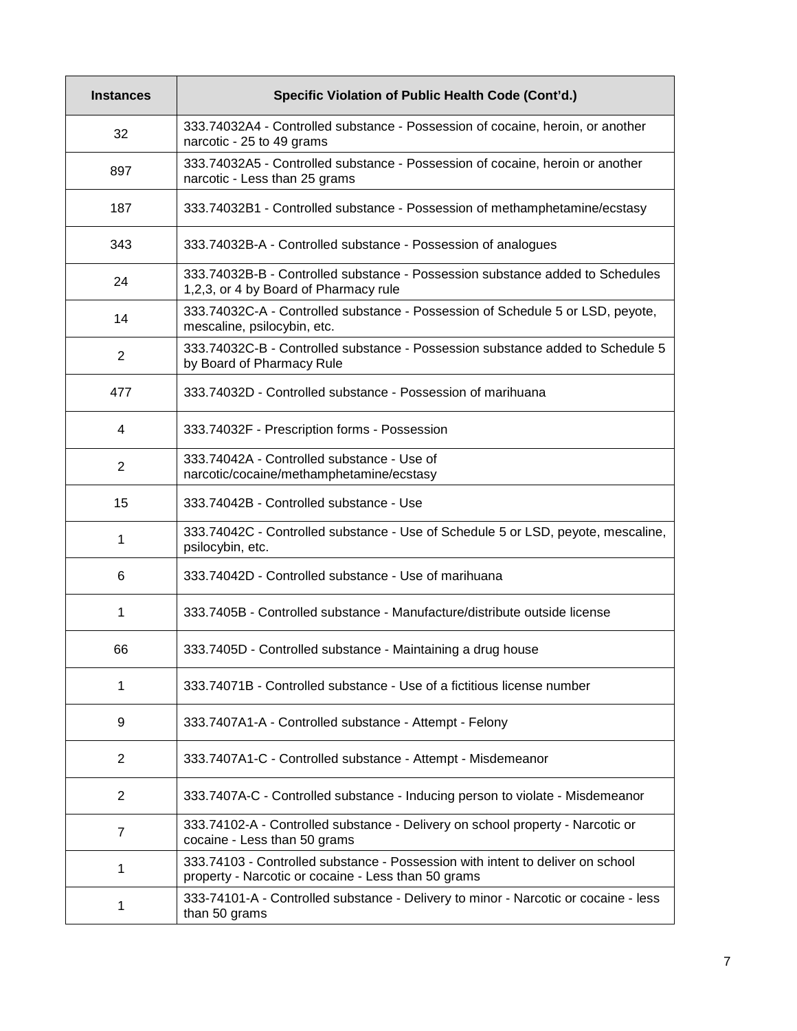| Instances | Specific Violation of Public Health Code (Cont'd.) |
|---|---|
| 32 | 333.74032A4 - Controlled substance - Possession of cocaine, heroin, or another narcotic - 25 to 49 grams |
| 897 | 333.74032A5 - Controlled substance - Possession of cocaine, heroin or another narcotic - Less than 25 grams |
| 187 | 333.74032B1 - Controlled substance - Possession of methamphetamine/ecstasy |
| 343 | 333.74032B-A - Controlled substance - Possession of analogues |
| 24 | 333.74032B-B - Controlled substance - Possession substance added to Schedules 1,2,3, or 4 by Board of Pharmacy rule |
| 14 | 333.74032C-A - Controlled substance - Possession of Schedule 5 or LSD, peyote, mescaline, psilocybin, etc. |
| 2 | 333.74032C-B - Controlled substance - Possession substance added to Schedule 5 by Board of Pharmacy Rule |
| 477 | 333.74032D - Controlled substance - Possession of marihuana |
| 4 | 333.74032F - Prescription forms - Possession |
| 2 | 333.74042A - Controlled substance - Use of narcotic/cocaine/methamphetamine/ecstasy |
| 15 | 333.74042B - Controlled substance - Use |
| 1 | 333.74042C - Controlled substance - Use of Schedule 5 or LSD, peyote, mescaline, psilocybin, etc. |
| 6 | 333.74042D - Controlled substance - Use of marihuana |
| 1 | 333.7405B - Controlled substance - Manufacture/distribute outside license |
| 66 | 333.7405D - Controlled substance - Maintaining a drug house |
| 1 | 333.74071B - Controlled substance - Use of a fictitious license number |
| 9 | 333.7407A1-A - Controlled substance - Attempt - Felony |
| 2 | 333.7407A1-C - Controlled substance - Attempt - Misdemeanor |
| 2 | 333.7407A-C - Controlled substance - Inducing person to violate - Misdemeanor |
| 7 | 333.74102-A - Controlled substance - Delivery on school property - Narcotic or cocaine - Less than 50 grams |
| 1 | 333.74103 - Controlled substance - Possession with intent to deliver on school property - Narcotic or cocaine - Less than 50 grams |
| 1 | 333-74101-A - Controlled substance - Delivery to minor - Narcotic or cocaine - less than 50 grams |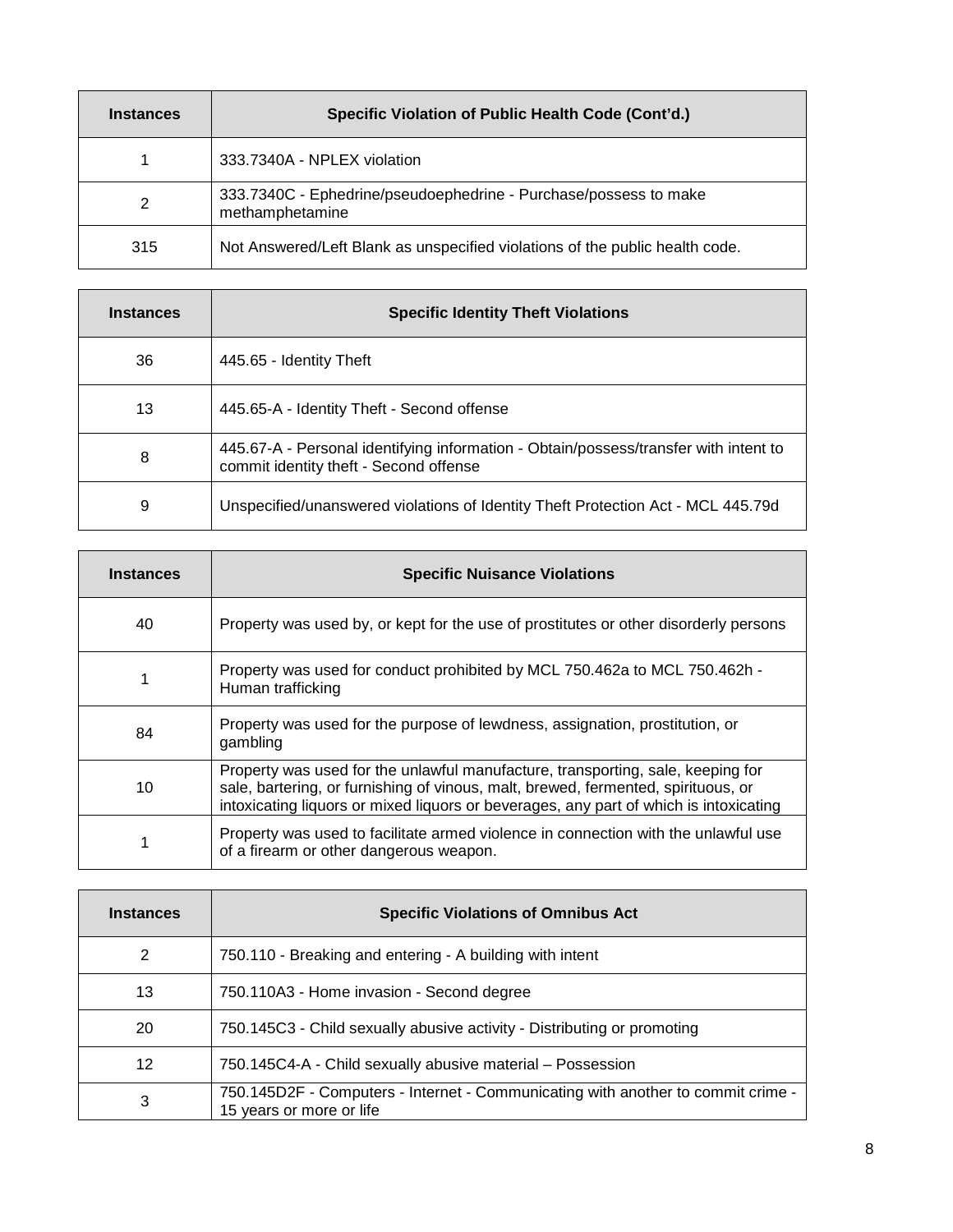| Instances | Specific Violation of Public Health Code (Cont'd.) |
|---|---|
| 1 | 333.7340A - NPLEX violation |
| 2 | 333.7340C - Ephedrine/pseudoephedrine - Purchase/possess to make methamphetamine |
| 315 | Not Answered/Left Blank as unspecified violations of the public health code. |

| Instances | Specific Identity Theft Violations |
|---|---|
| 36 | 445.65 - Identity Theft |
| 13 | 445.65-A - Identity Theft - Second offense |
| 8 | 445.67-A - Personal identifying information - Obtain/possess/transfer with intent to commit identity theft - Second offense |
| 9 | Unspecified/unanswered violations of Identity Theft Protection Act - MCL 445.79d |

| Instances | Specific Nuisance Violations |
|---|---|
| 40 | Property was used by, or kept for the use of prostitutes or other disorderly persons |
| 1 | Property was used for conduct prohibited by MCL 750.462a to MCL 750.462h - Human trafficking |
| 84 | Property was used for the purpose of lewdness, assignation, prostitution, or gambling |
| 10 | Property was used for the unlawful manufacture, transporting, sale, keeping for sale, bartering, or furnishing of vinous, malt, brewed, fermented, spirituous, or intoxicating liquors or mixed liquors or beverages, any part of which is intoxicating |
| 1 | Property was used to facilitate armed violence in connection with the unlawful use of a firearm or other dangerous weapon. |

| Instances | Specific Violations of Omnibus Act |
|---|---|
| 2 | 750.110 - Breaking and entering - A building with intent |
| 13 | 750.110A3 - Home invasion - Second degree |
| 20 | 750.145C3 - Child sexually abusive activity - Distributing or promoting |
| 12 | 750.145C4-A - Child sexually abusive material – Possession |
| 3 | 750.145D2F - Computers - Internet - Communicating with another to commit crime - 15 years or more or life |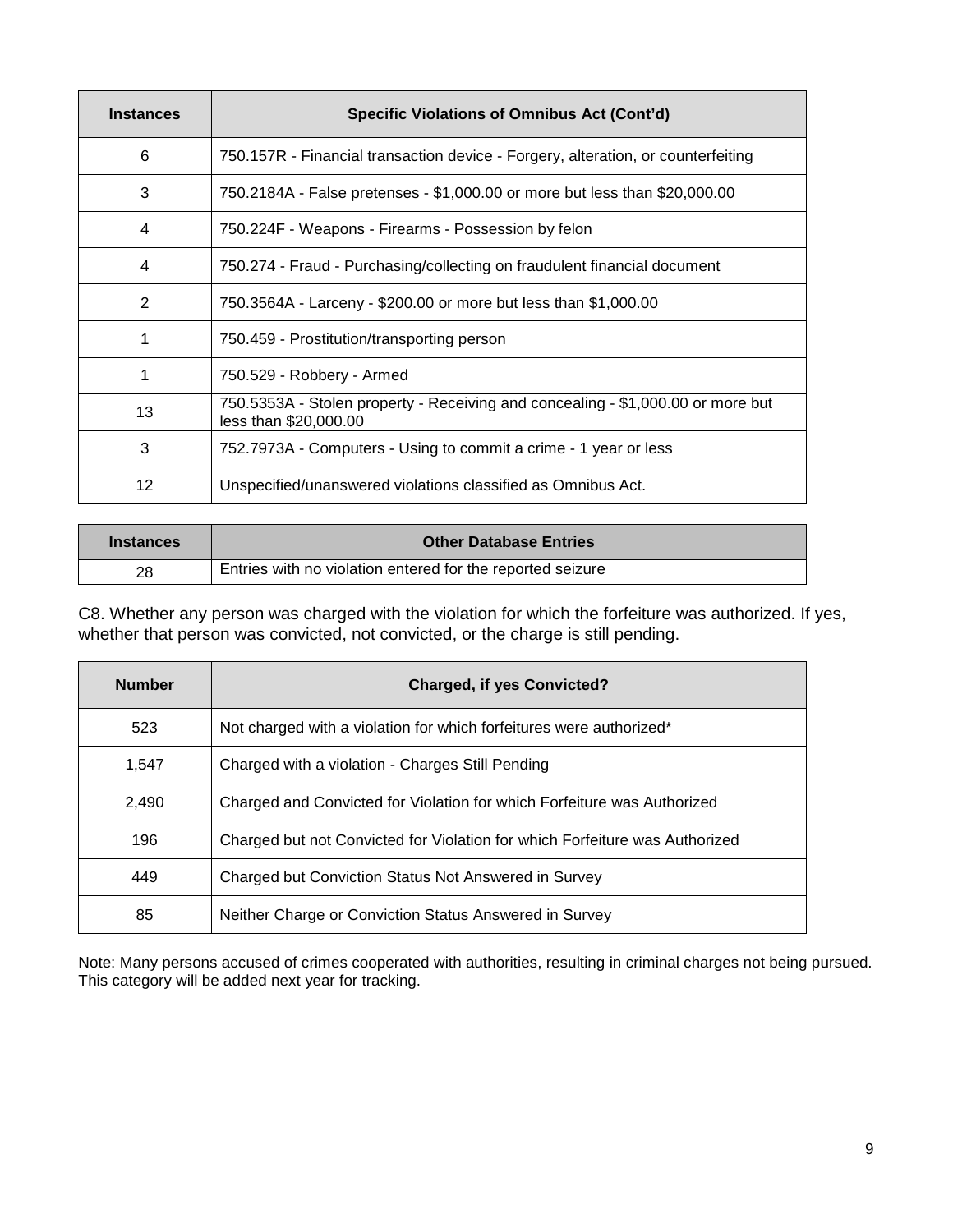| Instances | Specific Violations of Omnibus Act (Cont'd) |
|---|---|
| 6 | 750.157R - Financial transaction device - Forgery, alteration, or counterfeiting |
| 3 | 750.2184A - False pretenses - $1,000.00 or more but less than $20,000.00 |
| 4 | 750.224F - Weapons - Firearms - Possession by felon |
| 4 | 750.274 - Fraud - Purchasing/collecting on fraudulent financial document |
| 2 | 750.3564A - Larceny - $200.00 or more but less than $1,000.00 |
| 1 | 750.459 - Prostitution/transporting person |
| 1 | 750.529 - Robbery - Armed |
| 13 | 750.5353A - Stolen property - Receiving and concealing - $1,000.00 or more but less than $20,000.00 |
| 3 | 752.7973A - Computers - Using to commit a crime - 1 year or less |
| 12 | Unspecified/unanswered violations classified as Omnibus Act. |

| Instances | Other Database Entries |
|---|---|
| 28 | Entries with no violation entered for the reported seizure |

C8. Whether any person was charged with the violation for which the forfeiture was authorized. If yes, whether that person was convicted, not convicted, or the charge is still pending.

| Number | Charged, if yes Convicted? |
|---|---|
| 523 | Not charged with a violation for which forfeitures were authorized* |
| 1,547 | Charged with a violation - Charges Still Pending |
| 2,490 | Charged and Convicted for Violation for which Forfeiture was Authorized |
| 196 | Charged but not Convicted for Violation for which Forfeiture was Authorized |
| 449 | Charged but Conviction Status Not Answered in Survey |
| 85 | Neither Charge or Conviction Status Answered in Survey |

Note: Many persons accused of crimes cooperated with authorities, resulting in criminal charges not being pursued. This category will be added next year for tracking.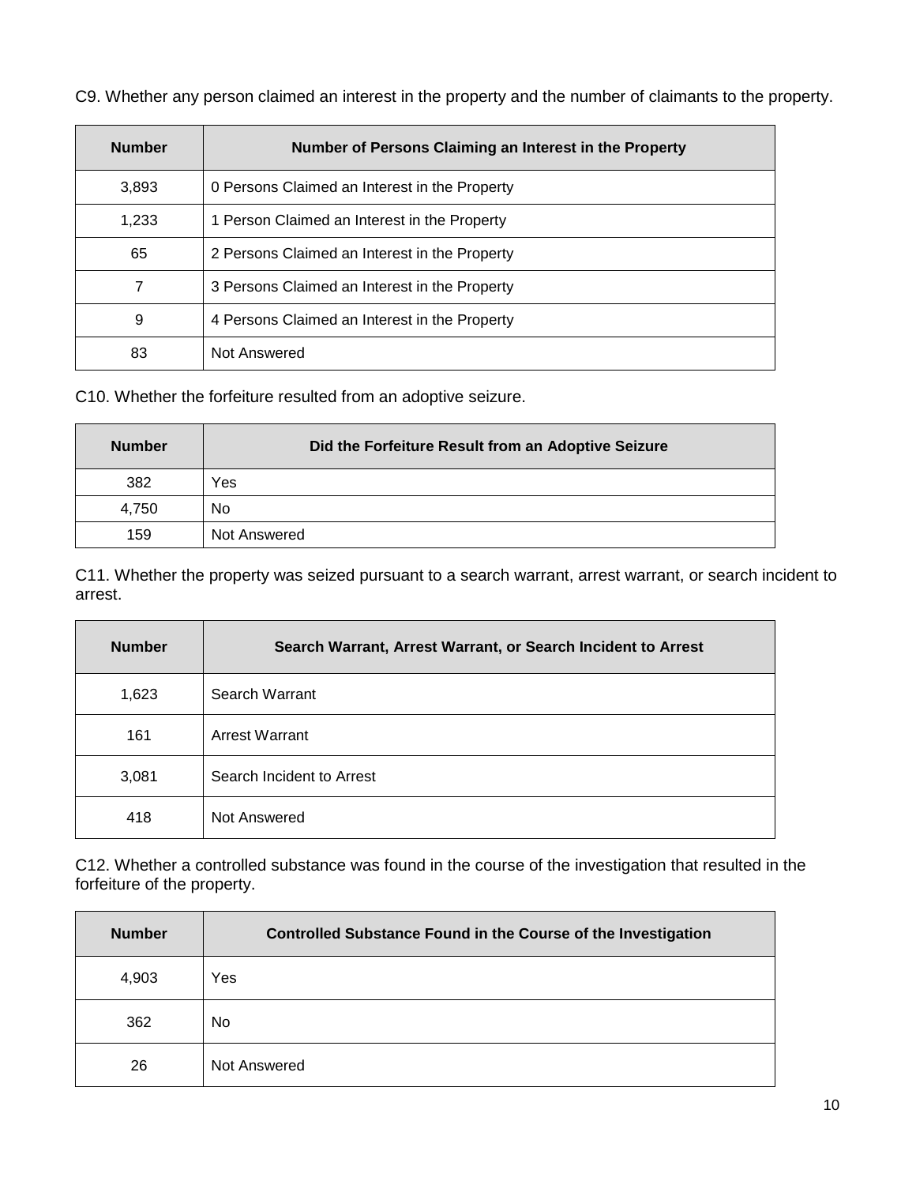C9. Whether any person claimed an interest in the property and the number of claimants to the property.

| Number | Number of Persons Claiming an Interest in the Property |
|---|---|
| 3,893 | 0 Persons Claimed an Interest in the Property |
| 1,233 | 1 Person Claimed an Interest in the Property |
| 65 | 2 Persons Claimed an Interest in the Property |
| 7 | 3 Persons Claimed an Interest in the Property |
| 9 | 4 Persons Claimed an Interest in the Property |
| 83 | Not Answered |

C10. Whether the forfeiture resulted from an adoptive seizure.

| Number | Did the Forfeiture Result from an Adoptive Seizure |
|---|---|
| 382 | Yes |
| 4,750 | No |
| 159 | Not Answered |

C11. Whether the property was seized pursuant to a search warrant, arrest warrant, or search incident to arrest.

| Number | Search Warrant, Arrest Warrant, or Search Incident to Arrest |
|---|---|
| 1,623 | Search Warrant |
| 161 | Arrest Warrant |
| 3,081 | Search Incident to Arrest |
| 418 | Not Answered |

C12. Whether a controlled substance was found in the course of the investigation that resulted in the forfeiture of the property.

| Number | Controlled Substance Found in the Course of the Investigation |
|---|---|
| 4,903 | Yes |
| 362 | No |
| 26 | Not Answered |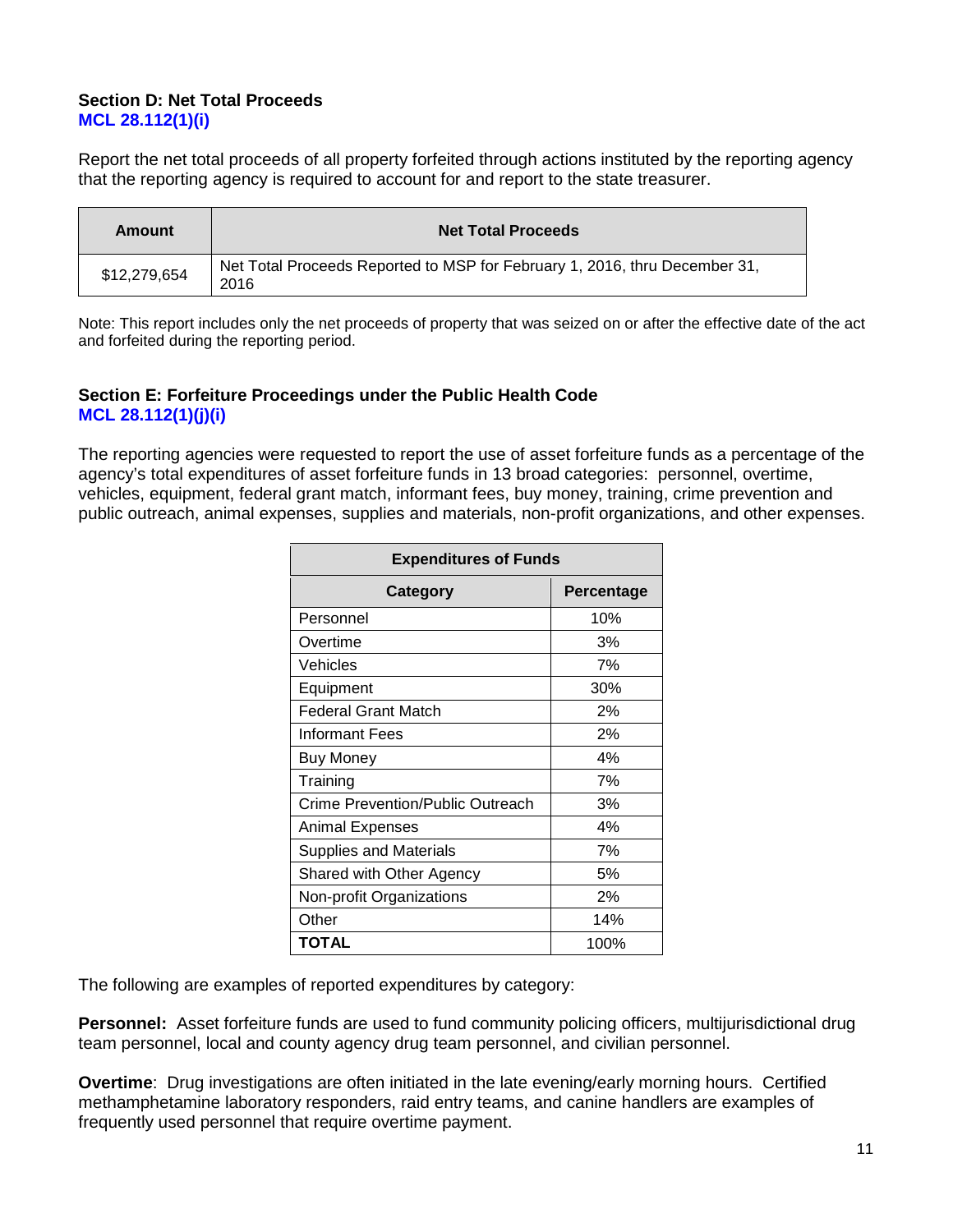### Section D: Net Total Proceeds

**MCL 28.112(1)(i)**

Report the net total proceeds of all property forfeited through actions instituted by the reporting agency that the reporting agency is required to account for and report to the state treasurer.

| Amount | Net Total Proceeds |
|---|---|
| $12,279,654 | Net Total Proceeds Reported to MSP for February 1, 2016, thru December 31, 2016 |

Note: This report includes only the net proceeds of property that was seized on or after the effective date of the act and forfeited during the reporting period.

### Section E: Forfeiture Proceedings under the Public Health Code

**MCL 28.112(1)(j)(i)**

The reporting agencies were requested to report the use of asset forfeiture funds as a percentage of the agency's total expenditures of asset forfeiture funds in 13 broad categories: personnel, overtime, vehicles, equipment, federal grant match, informant fees, buy money, training, crime prevention and public outreach, animal expenses, supplies and materials, non-profit organizations, and other expenses.

| Expenditures of Funds | |
|---|---|
| **Category** | **Percentage** |
| Personnel | 10% |
| Overtime | 3% |
| Vehicles | 7% |
| Equipment | 30% |
| Federal Grant Match | 2% |
| Informant Fees | 2% |
| Buy Money | 4% |
| Training | 7% |
| Crime Prevention/Public Outreach | 3% |
| Animal Expenses | 4% |
| Supplies and Materials | 7% |
| Shared with Other Agency | 5% |
| Non-profit Organizations | 2% |
| Other | 14% |
| **TOTAL** | 100% |

The following are examples of reported expenditures by category:

**Personnel:** Asset forfeiture funds are used to fund community policing officers, multijurisdictional drug team personnel, local and county agency drug team personnel, and civilian personnel.

**Overtime**: Drug investigations are often initiated in the late evening/early morning hours. Certified methamphetamine laboratory responders, raid entry teams, and canine handlers are examples of frequently used personnel that require overtime payment.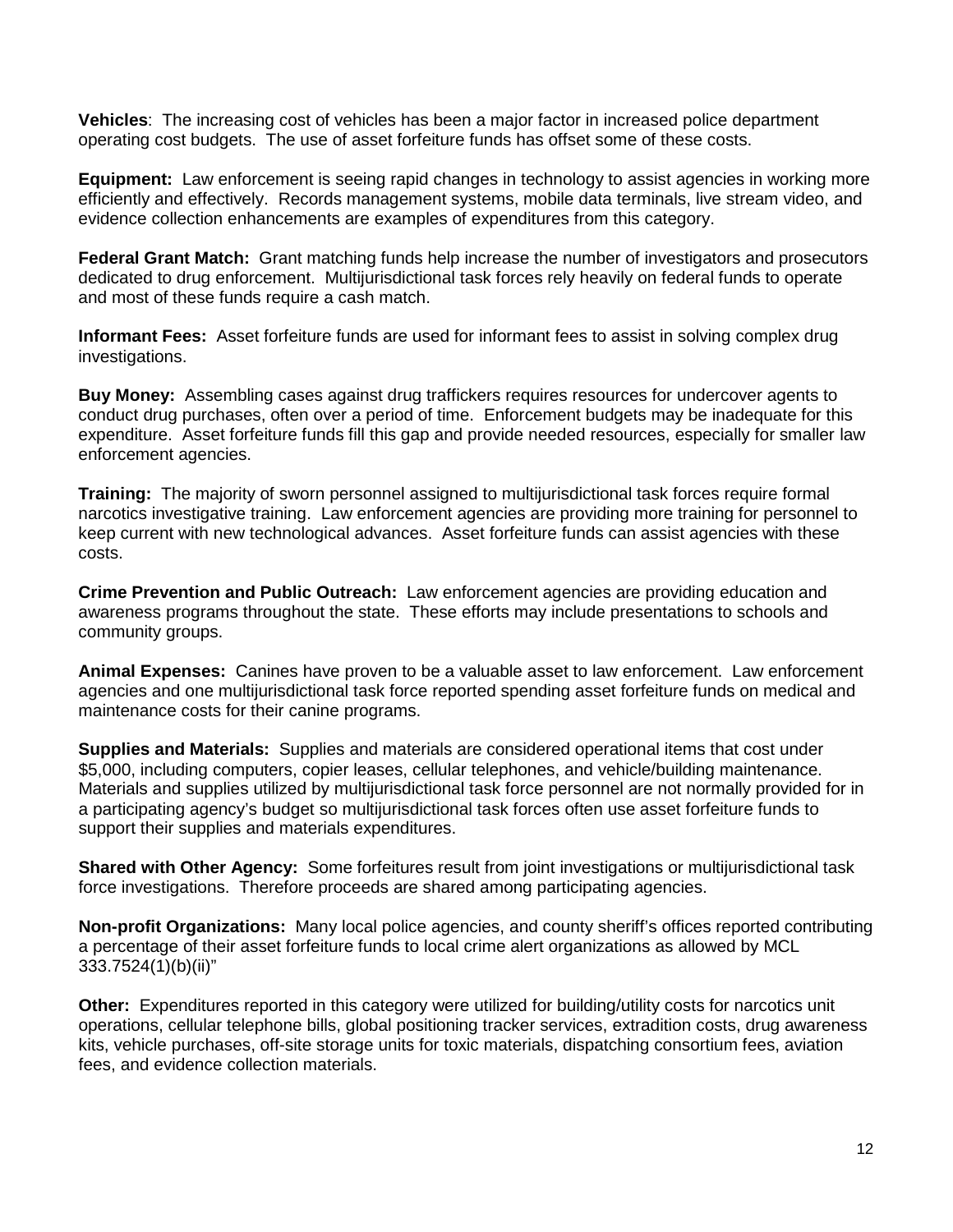**Vehicles**: The increasing cost of vehicles has been a major factor in increased police department operating cost budgets. The use of asset forfeiture funds has offset some of these costs.

**Equipment:** Law enforcement is seeing rapid changes in technology to assist agencies in working more efficiently and effectively. Records management systems, mobile data terminals, live stream video, and evidence collection enhancements are examples of expenditures from this category.

**Federal Grant Match:** Grant matching funds help increase the number of investigators and prosecutors dedicated to drug enforcement. Multijurisdictional task forces rely heavily on federal funds to operate and most of these funds require a cash match.

**Informant Fees:** Asset forfeiture funds are used for informant fees to assist in solving complex drug investigations.

**Buy Money:** Assembling cases against drug traffickers requires resources for undercover agents to conduct drug purchases, often over a period of time. Enforcement budgets may be inadequate for this expenditure. Asset forfeiture funds fill this gap and provide needed resources, especially for smaller law enforcement agencies.

**Training:** The majority of sworn personnel assigned to multijurisdictional task forces require formal narcotics investigative training. Law enforcement agencies are providing more training for personnel to keep current with new technological advances. Asset forfeiture funds can assist agencies with these costs.

**Crime Prevention and Public Outreach:** Law enforcement agencies are providing education and awareness programs throughout the state. These efforts may include presentations to schools and community groups.

**Animal Expenses:** Canines have proven to be a valuable asset to law enforcement. Law enforcement agencies and one multijurisdictional task force reported spending asset forfeiture funds on medical and maintenance costs for their canine programs.

**Supplies and Materials:** Supplies and materials are considered operational items that cost under $5,000, including computers, copier leases, cellular telephones, and vehicle/building maintenance. Materials and supplies utilized by multijurisdictional task force personnel are not normally provided for in a participating agency's budget so multijurisdictional task forces often use asset forfeiture funds to support their supplies and materials expenditures.

**Shared with Other Agency:** Some forfeitures result from joint investigations or multijurisdictional task force investigations. Therefore proceeds are shared among participating agencies.

**Non-profit Organizations:** Many local police agencies, and county sheriff's offices reported contributing a percentage of their asset forfeiture funds to local crime alert organizations as allowed by MCL 333.7524(1)(b)(ii)"

**Other:** Expenditures reported in this category were utilized for building/utility costs for narcotics unit operations, cellular telephone bills, global positioning tracker services, extradition costs, drug awareness kits, vehicle purchases, off-site storage units for toxic materials, dispatching consortium fees, aviation fees, and evidence collection materials.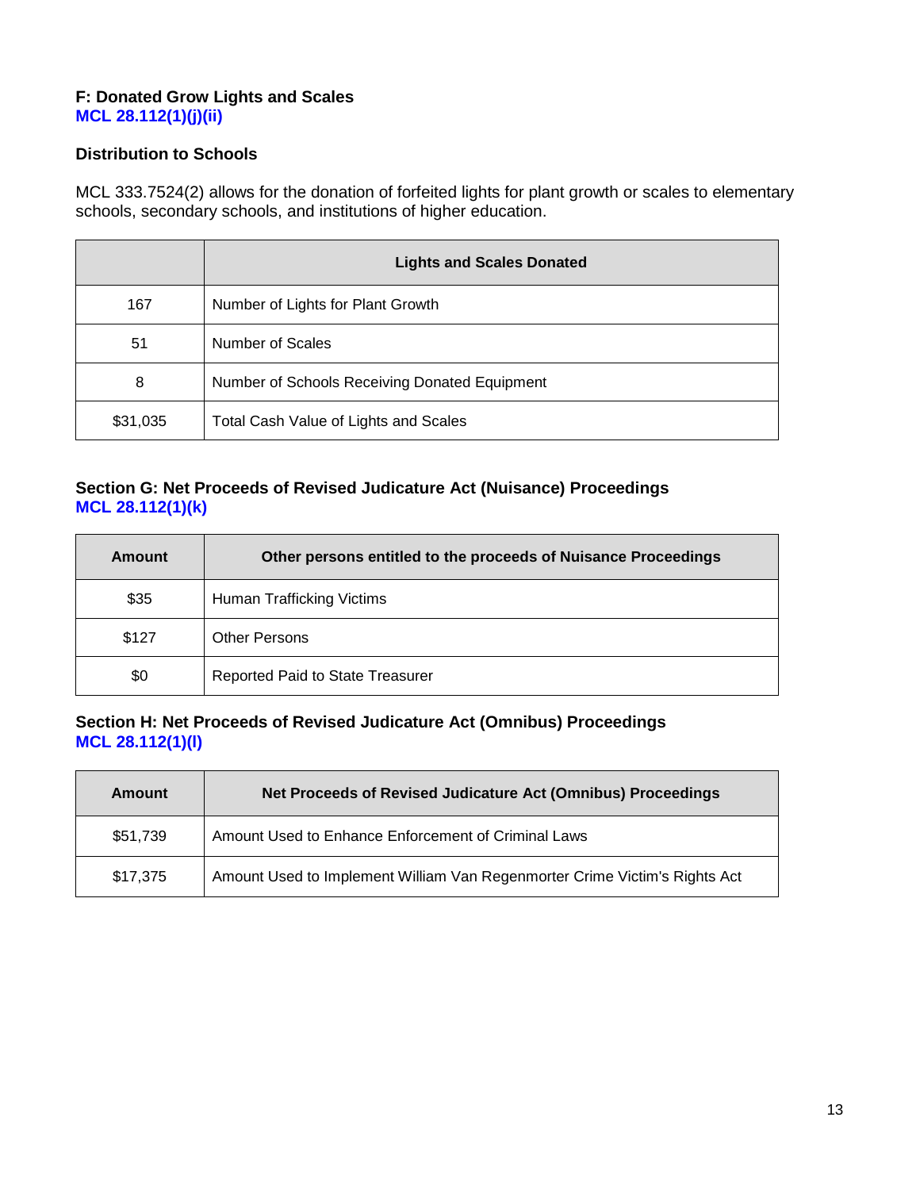### F: Donated Grow Lights and Scales

**MCL 28.112(1)(j)(ii)**

### Distribution to Schools

MCL 333.7524(2) allows for the donation of forfeited lights for plant growth or scales to elementary schools, secondary schools, and institutions of higher education.

| | Lights and Scales Donated |
|---|---|
| 167 | Number of Lights for Plant Growth |
| 51 | Number of Scales |
| 8 | Number of Schools Receiving Donated Equipment |
| $31,035 | Total Cash Value of Lights and Scales |

### Section G: Net Proceeds of Revised Judicature Act (Nuisance) Proceedings

**MCL 28.112(1)(k)**

| Amount | Other persons entitled to the proceeds of Nuisance Proceedings |
|---|---|
| $35 | Human Trafficking Victims |
| $127 | Other Persons |
| $0 | Reported Paid to State Treasurer |

### Section H: Net Proceeds of Revised Judicature Act (Omnibus) Proceedings

**MCL 28.112(1)(l)**

| Amount | Net Proceeds of Revised Judicature Act (Omnibus) Proceedings |
|---|---|
| $51,739 | Amount Used to Enhance Enforcement of Criminal Laws |
| $17,375 | Amount Used to Implement William Van Regenmorter Crime Victim's Rights Act |